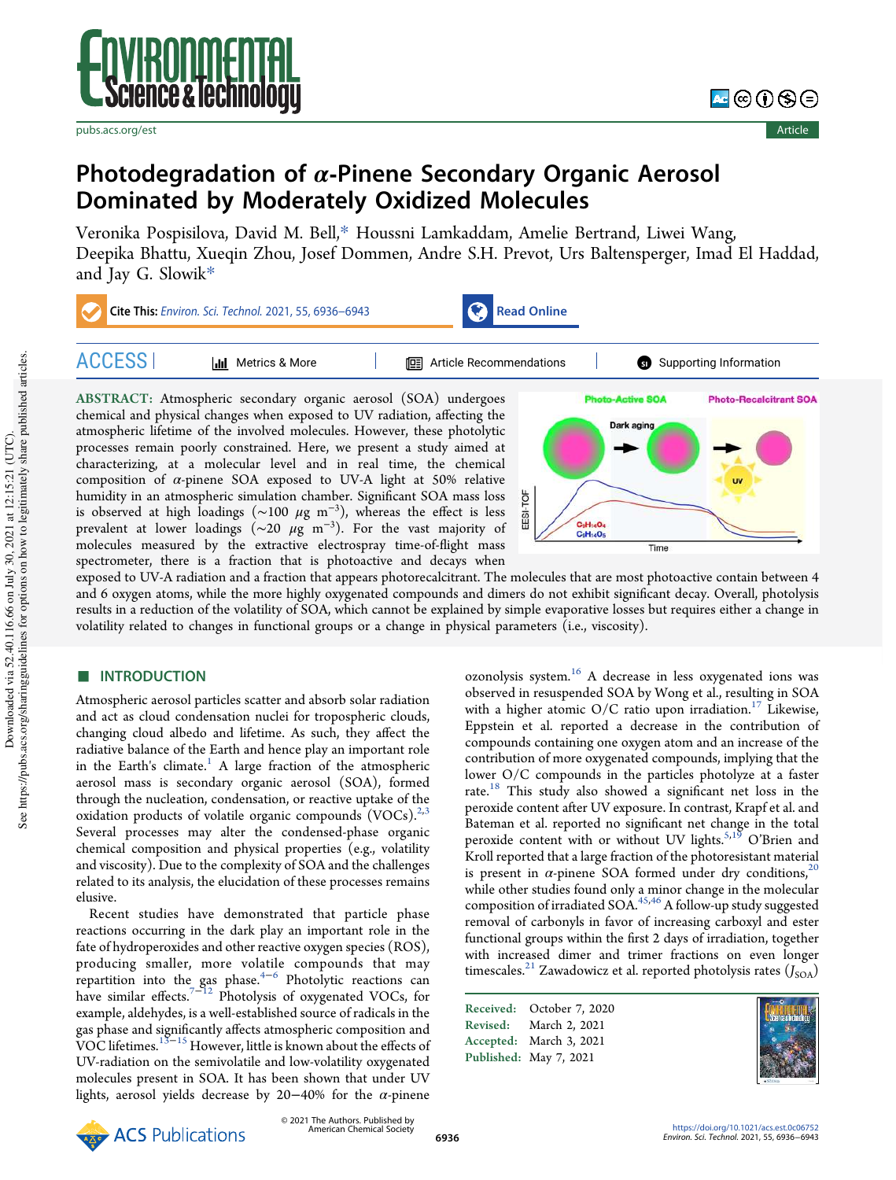# Photodegradation of α-Pinene Secondary Organic Aerosol Dominated by Moderately Oxidized Molecules

Veronika Pospisilova, David M. Bell,* Houssni Lamkaddam, Amelie Bertrand, Liwei Wang, Deepika Bhattu, Xueqin Zhou, Josef Dommen, Andre S.H. Prevot, Urs Baltensperger, Imad El Haddad, and Jay G. Slowik*

**ABSTRACT:** Atmospheric secondary organic aerosol (SOA) undergoes chemical and physical changes when exposed to UV radiation, affecting the atmospheric lifetime of the involved molecules. However, these photolytic processes remain poorly constrained. Here, we present a study aimed at characterizing, at a molecular level and in real time, the chemical composition of α-pinene SOA exposed to UV-A light at 50% relative humidity in an atmospheric simulation chamber. Significant SOA mass loss is observed at high loadings (~100 μg m$^{-3}$), whereas the effect is less prevalent at lower loadings (~20 μg m$^{-3}$). For the vast majority of molecules measured by the extractive electrospray time-of-flight mass spectrometer, there is a fraction that is photoactive and decays when exposed to UV-A radiation and a fraction that appears photorecalcitrant. The molecules that are most photoactive contain between 4 and 6 oxygen atoms, while the more highly oxygenated compounds and dimers do not exhibit significant decay. Overall, photolysis results in a reduction of the volatility of SOA, which cannot be explained by simple evaporative losses but requires either a change in volatility related to changes in functional groups or a change in physical parameters (i.e., viscosity).

## INTRODUCTION

Atmospheric aerosol particles scatter and absorb solar radiation and act as cloud condensation nuclei for tropospheric clouds, changing cloud albedo and lifetime. As such, they affect the radiative balance of the Earth and hence play an important role in the Earth's climate.[1] A large fraction of the atmospheric aerosol mass is secondary organic aerosol (SOA), formed through the nucleation, condensation, or reactive uptake of the oxidation products of volatile organic compounds (VOCs).[2,3] Several processes may alter the condensed-phase organic chemical composition and physical properties (e.g., volatility and viscosity). Due to the complexity of SOA and the challenges related to its analysis, the elucidation of these processes remains elusive.

Recent studies have demonstrated that particle phase reactions occurring in the dark play an important role in the fate of hydroperoxides and other reactive oxygen species (ROS), producing smaller, more volatile compounds that may repartition into the gas phase.[4−6] Photolytic reactions can have similar effects.[7−12] Photolysis of oxygenated VOCs, for example, aldehydes, is a well-established source of radicals in the gas phase and significantly affects atmospheric composition and VOC lifetimes.[13−15] However, little is known about the effects of UV-radiation on the semivolatile and low-volatility oxygenated molecules present in SOA. It has been shown that under UV lights, aerosol yields decrease by 20−40% for the α-pinene ozonolysis system.[16] A decrease in less oxygenated ions was observed in resuspended SOA by Wong et al., resulting in SOA with a higher atomic O/C ratio upon irradiation.[17] Likewise, Eppstein et al. reported a decrease in the contribution of compounds containing one oxygen atom and an increase of the contribution of more oxygenated compounds, implying that the lower O/C compounds in the particles photolyze at a faster rate.[18] This study also showed a significant net loss in the peroxide content after UV exposure. In contrast, Krapf et al. and Bateman et al. reported no significant net change in the total peroxide content with or without UV lights.[5,19] O'Brien and Kroll reported that a large fraction of the photoresistant material is present in α-pinene SOA formed under dry conditions,[20] while other studies found only a minor change in the molecular composition of irradiated SOA.[45,46] A follow-up study suggested removal of carbonyls in favor of increasing carboxyl and ester functional groups within the first 2 days of irradiation, together with increased dimer and trimer fractions on even longer timescales.[21] Zawadowicz et al. reported photolysis rates ($J_{SOA}$)

Received: October 7, 2020
Revised: March 2, 2021
Accepted: March 3, 2021
Published: May 7, 2021

© 2021 The Authors. Published by American Chemical Society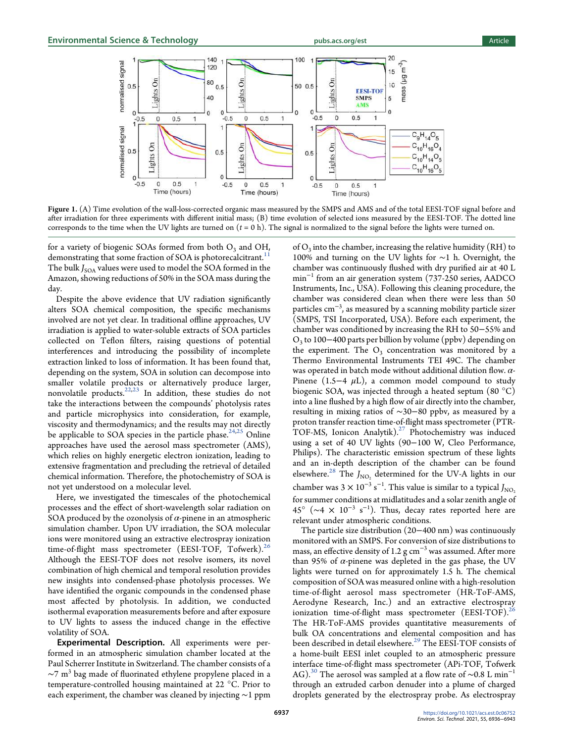**Figure 1.** (A) Time evolution of the wall-loss-corrected organic mass measured by the SMPS and AMS and of the total EESI-TOF signal before and after irradiation for three experiments with different initial mass; (B) time evolution of selected ions measured by the EESI-TOF. The dotted line corresponds to the time when the UV lights are turned on ($t = 0$ h). The signal is normalized to the signal before the lights were turned on.

for a variety of biogenic SOAs formed from both $O_3$ and OH, demonstrating that some fraction of SOA is photorecalcitrant.[11] The bulk $J_{SOA}$ values were used to model the SOA formed in the Amazon, showing reductions of 50% in the SOA mass during the day.

Despite the above evidence that UV radiation significantly alters SOA chemical composition, the specific mechanisms involved are not yet clear. In traditional offline approaches, UV irradiation is applied to water-soluble extracts of SOA particles collected on Teflon filters, raising questions of potential interferences and introducing the possibility of incomplete extraction linked to loss of information. It has been found that, depending on the system, SOA in solution can decompose into smaller volatile products or alternatively produce larger, nonvolatile products.[22,23] In addition, these studies do not take the interactions between the compounds' photolysis rates and particle microphysics into consideration, for example, viscosity and thermodynamics; and the results may not directly be applicable to SOA species in the particle phase.[24,25] Online approaches have used the aerosol mass spectrometer (AMS), which relies on highly energetic electron ionization, leading to extensive fragmentation and precluding the retrieval of detailed chemical information. Therefore, the photochemistry of SOA is not yet understood on a molecular level.

Here, we investigated the timescales of the photochemical processes and the effect of short-wavelength solar radiation on SOA produced by the ozonolysis of $\alpha$-pinene in an atmospheric simulation chamber. Upon UV irradiation, the SOA molecular ions were monitored using an extractive electrospray ionization time-of-flight mass spectrometer (EESI-TOF, Tofwerk).[26] Although the EESI-TOF does not resolve isomers, its novel combination of high chemical and temporal resolution provides new insights into condensed-phase photolysis processes. We have identified the organic compounds in the condensed phase most affected by photolysis. In addition, we conducted isothermal evaporation measurements before and after exposure to UV lights to assess the induced change in the effective volatility of SOA.

**Experimental Description.** All experiments were performed in an atmospheric simulation chamber located at the Paul Scherrer Institute in Switzerland. The chamber consists of a $\sim$7 $m^3$ bag made of fluorinated ethylene propylene placed in a temperature-controlled housing maintained at 22 °C. Prior to each experiment, the chamber was cleaned by injecting $\sim$1 ppm of $O_3$ into the chamber, increasing the relative humidity (RH) to 100% and turning on the UV lights for $\sim$1 h. Overnight, the chamber was continuously flushed with dry purified air at 40 L $min^{-1}$ from an air generation system (737-250 series, AADCO Instruments, Inc., USA). Following this cleaning procedure, the chamber was considered clean when there were less than 50 particles $cm^{-3}$, as measured by a scanning mobility particle sizer (SMPS, TSI Incorporated, USA). Before each experiment, the chamber was conditioned by increasing the RH to 50−55% and $O_3$ to 100−400 parts per billion by volume (ppbv) depending on the experiment. The $O_3$ concentration was monitored by a Thermo Environmental Instruments TEI 49C. The chamber was operated in batch mode without additional dilution flow. $\alpha$-Pinene (1.5−4 $\mu$L), a common model compound to study biogenic SOA, was injected through a heated septum (80 °C) into a line flushed by a high flow of air directly into the chamber, resulting in mixing ratios of $\sim$30−80 ppbv, as measured by a proton transfer reaction time-of-flight mass spectrometer (PTR-TOF-MS, Ionicon Analytik).[27] Photochemistry was induced using a set of 40 UV lights (90−100 W, Cleo Performance, Philips). The characteristic emission spectrum of these lights and an in-depth description of the chamber can be found elsewhere.[28] The $J_{NO_2}$ determined for the UV-A lights in our chamber was $3 \times 10^{-3}$ $s^{-1}$. This value is similar to a typical $J_{NO_2}$ for summer conditions at midlatitudes and a solar zenith angle of 45° ($\sim 4 \times 10^{-3}$ $s^{-1}$). Thus, decay rates reported here are relevant under atmospheric conditions.

The particle size distribution (20−400 nm) was continuously monitored with an SMPS. For conversion of size distributions to mass, an effective density of 1.2 g $cm^{-3}$ was assumed. After more than 95% of $\alpha$-pinene was depleted in the gas phase, the UV lights were turned on for approximately 1.5 h. The chemical composition of SOA was measured online with a high-resolution time-of-flight aerosol mass spectrometer (HR-ToF-AMS, Aerodyne Research, Inc.) and an extractive electrospray ionization time-of-flight mass spectrometer (EESI-TOF).[26] The HR-ToF-AMS provides quantitative measurements of bulk OA concentrations and elemental composition and has been described in detail elsewhere.[29] The EESI-TOF consists of a home-built EESI inlet coupled to an atmospheric pressure interface time-of-flight mass spectrometer (APi-TOF, Tofwerk AG).[30] The aerosol was sampled at a flow rate of $\sim$0.8 L $min^{-1}$ through an extruded carbon denuder into a plume of charged droplets generated by the electrospray probe. As electrospray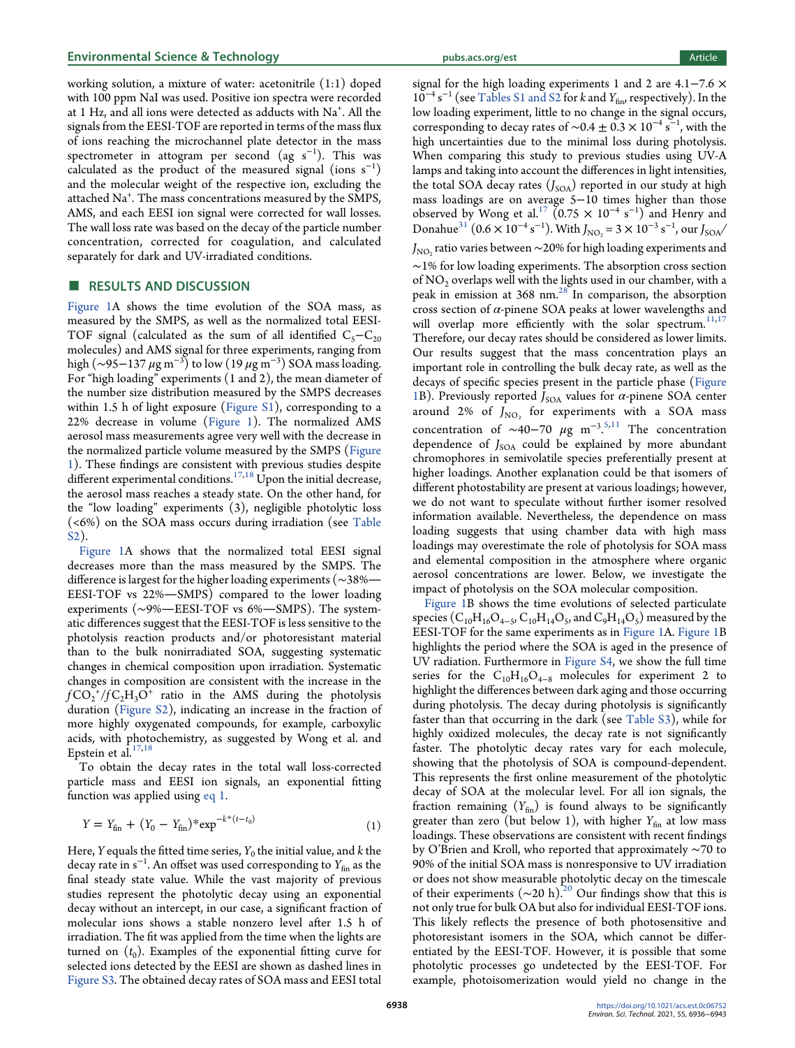working solution, a mixture of water: acetonitrile (1:1) doped with 100 ppm NaI was used. Positive ion spectra were recorded at 1 Hz, and all ions were detected as adducts with $Na^+$. All the signals from the EESI-TOF are reported in terms of the mass flux of ions reaching the microchannel plate detector in the mass spectrometer in attogram per second (ag $s^{-1}$). This was calculated as the product of the measured signal (ions $s^{-1}$) and the molecular weight of the respective ion, excluding the attached $Na^+$. The mass concentrations measured by the SMPS, AMS, and each EESI ion signal were corrected for wall losses. The wall loss rate was based on the decay of the particle number concentration, corrected for coagulation, and calculated separately for dark and UV-irradiated conditions.

## RESULTS AND DISCUSSION

Figure 1A shows the time evolution of the SOA mass, as measured by the SMPS, as well as the normalized total EESI-TOF signal (calculated as the sum of all identified $C_5$−$C_{20}$ molecules) and AMS signal for three experiments, ranging from high (~95−137 $\mu$g $m^{-3}$) to low (19 $\mu$g $m^{-3}$) SOA mass loading. For "high loading" experiments (1 and 2), the mean diameter of the number size distribution measured by the SMPS decreases within 1.5 h of light exposure (Figure S1), corresponding to a 22% decrease in volume (Figure 1). The normalized AMS aerosol mass measurements agree very well with the decrease in the normalized particle volume measured by the SMPS (Figure 1). These findings are consistent with previous studies despite different experimental conditions.[17,18] Upon the initial decrease, the aerosol mass reaches a steady state. On the other hand, for the "low loading" experiments (3), negligible photolytic loss (<6%) on the SOA mass occurs during irradiation (see Table S2).

Figure 1A shows that the normalized total EESI signal decreases more than the mass measured by the SMPS. The difference is largest for the higher loading experiments (~38%—EESI-TOF vs 22%—SMPS) compared to the lower loading experiments (~9%—EESI-TOF vs 6%—SMPS). The systematic differences suggest that the EESI-TOF is less sensitive to the photolysis reaction products and/or photoresistant material than to the bulk nonirradiated SOA, suggesting systematic changes in chemical composition upon irradiation. Systematic changes in composition are consistent with the increase in the $fCO_2^+/fC_2H_3O^+$ ratio in the AMS during the photolysis duration (Figure S2), indicating an increase in the fraction of more highly oxygenated compounds, for example, carboxylic acids, with photochemistry, as suggested by Wong et al. and Epstein et al.[17,18]

To obtain the decay rates in the total wall loss-corrected particle mass and EESI ion signals, an exponential fitting function was applied using eq 1.

$$Y = Y_{fin} + (Y_0 - Y_{fin})*\exp^{-k*(t-t_0)} \quad (1)$$

Here, $Y$ equals the fitted time series, $Y_0$ the initial value, and $k$ the decay rate in $s^{-1}$. An offset was used corresponding to $Y_{fin}$ as the final steady state value. While the vast majority of previous studies represent the photolytic decay using an exponential decay without an intercept, in our case, a significant fraction of molecular ions shows a stable nonzero level after 1.5 h of irradiation. The fit was applied from the time when the lights are turned on ($t_0$). Examples of the exponential fitting curve for selected ions detected by the EESI are shown as dashed lines in Figure S3. The obtained decay rates of SOA mass and EESI total signal for the high loading experiments 1 and 2 are 4.1−7.6 × $10^{-4}$ $s^{-1}$ (see Tables S1 and S2 for $k$ and $Y_{fin}$, respectively). In the low loading experiment, little to no change in the signal occurs, corresponding to decay rates of ~0.4 ± 0.3 × $10^{-4}$ $s^{-1}$, with the high uncertainties due to the minimal loss during photolysis. When comparing this study to previous studies using UV-A lamps and taking into account the differences in light intensities, the total SOA decay rates ($J_{SOA}$) reported in our study at high mass loadings are on average 5−10 times higher than those observed by Wong et al.[17] (0.75 × $10^{-4}$ $s^{-1}$) and Henry and Donahue[31] (0.6 × $10^{-4}$ $s^{-1}$). With $J_{NO_2}$ = 3 × $10^{-3}$ $s^{-1}$, our $J_{SOA}/J_{NO_2}$ ratio varies between ~20% for high loading experiments and ~1% for low loading experiments. The absorption cross section of $NO_2$ overlaps well with the lights used in our chamber, with a peak in emission at 368 nm.[28] In comparison, the absorption cross section of $\alpha$-pinene SOA peaks at lower wavelengths and will overlap more efficiently with the solar spectrum.[11,17] Therefore, our decay rates should be considered as lower limits. Our results suggest that the mass concentration plays an important role in controlling the bulk decay rate, as well as the decays of specific species present in the particle phase (Figure 1B). Previously reported $J_{SOA}$ values for $\alpha$-pinene SOA center around 2% of $J_{NO_2}$ for experiments with a SOA mass concentration of ~40−70 $\mu$g $m^{-3}$.[5,11] The concentration dependence of $J_{SOA}$ could be explained by more abundant chromophores in semivolatile species preferentially present at higher loadings. Another explanation could be that isomers of different photostability are present at various loadings; however, we do not want to speculate without further isomer resolved information available. Nevertheless, the dependence on mass loading suggests that using chamber data with high mass loadings may overestimate the role of photolysis for SOA mass and elemental composition in the atmosphere where organic aerosol concentrations are lower. Below, we investigate the impact of photolysis on the SOA molecular composition.

Figure 1B shows the time evolutions of selected particulate species ($C_{10}H_{16}O_{4-5}$, $C_{10}H_{14}O_5$, and $C_9H_{14}O_5$) measured by the EESI-TOF for the same experiments as in Figure 1A. Figure 1B highlights the period where the SOA is aged in the presence of UV radiation. Furthermore in Figure S4, we show the full time series for the $C_{10}H_{16}O_{4-8}$ molecules for experiment 2 to highlight the differences between dark aging and those occurring during photolysis. The decay during photolysis is significantly faster than that occurring in the dark (see Table S3), while for highly oxidized molecules, the decay rate is not significantly faster. The photolytic decay rates vary for each molecule, showing that the photolysis of SOA is compound-dependent. This represents the first online measurement of the photolytic decay of SOA at the molecular level. For all ion signals, the fraction remaining ($Y_{fin}$) is found always to be significantly greater than zero (but below 1), with higher $Y_{fin}$ at low mass loadings. These observations are consistent with recent findings by O'Brien and Kroll, who reported that approximately ~70 to 90% of the initial SOA mass is nonresponsive to UV irradiation or does not show measurable photolytic decay on the timescale of their experiments (~20 h).[20] Our findings show that this is not only true for bulk OA but also for individual EESI-TOF ions. This likely reflects the presence of both photosensitive and photoresistant isomers in the SOA, which cannot be differentiated by the EESI-TOF. However, it is possible that some photolytic processes go undetected by the EESI-TOF. For example, photoisomerization would yield no change in the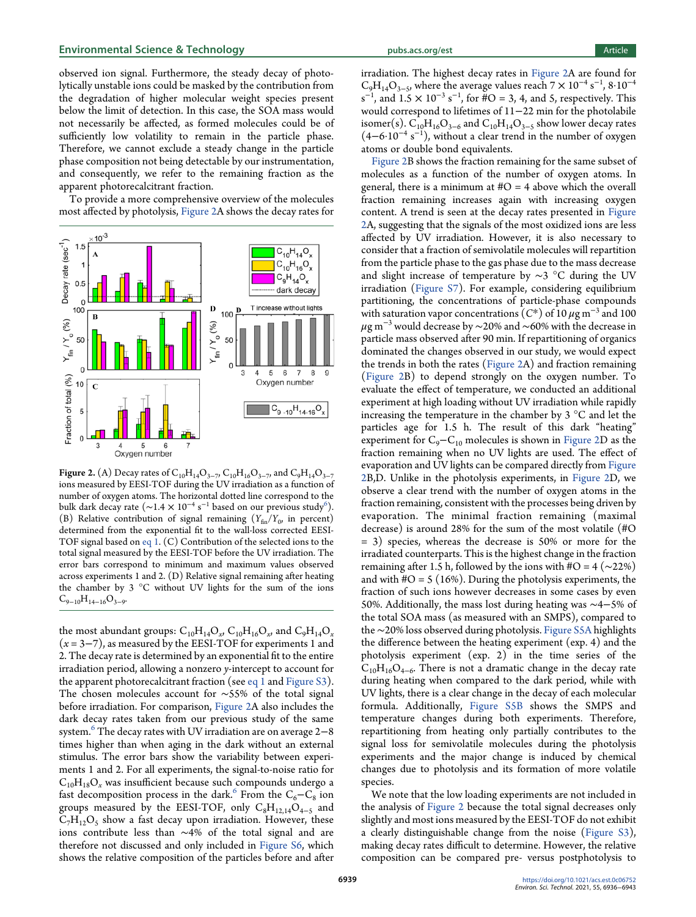observed ion signal. Furthermore, the steady decay of photolytically unstable ions could be masked by the contribution from the degradation of higher molecular weight species present below the limit of detection. In this case, the SOA mass would not necessarily be affected, as formed molecules could be of sufficiently low volatility to remain in the particle phase. Therefore, we cannot exclude a steady change in the particle phase composition not being detectable by our instrumentation, and consequently, we refer to the remaining fraction as the apparent photorecalcitrant fraction.

To provide a more comprehensive overview of the molecules most affected by photolysis, Figure 2A shows the decay rates for the most abundant groups: $C_{10}H_{14}O_x$, $C_{10}H_{16}O_x$, and $C_9H_{14}O_x$ ($x$ = 3−7), as measured by the EESI-TOF for experiments 1 and 2. The decay rate is determined by an exponential fit to the entire irradiation period, allowing a nonzero $y$-intercept to account for the apparent photorecalcitrant fraction (see eq 1 and Figure S3). The chosen molecules account for ~55% of the total signal before irradiation. For comparison, Figure 2A also includes the dark decay rates taken from our previous study of the same system.[6] The decay rates with UV irradiation are on average 2−8 times higher than when aging in the dark without an external stimulus. The error bars show the variability between experiments 1 and 2. For all experiments, the signal-to-noise ratio for $C_{10}H_{18}O_x$ was insufficient because such compounds undergo a fast decomposition process in the dark.[6] From the $C_6$−$C_8$ ion groups measured by the EESI-TOF, only $C_8H_{12,14}O_{4-5}$ and $C_7H_{12}O_5$ show a fast decay upon irradiation. However, these ions contribute less than ~4% of the total signal and are therefore not discussed and only included in Figure S6, which shows the relative composition of the particles before and after irradiation. The highest decay rates in Figure 2A are found for $C_9H_{14}O_{3-5}$, where the average values reach $7 \times 10^{-4}$ s$^{-1}$, $8 \cdot 10^{-4}$ s$^{-1}$, and $1.5 \times 10^{-3}$ s$^{-1}$, for #O = 3, 4, and 5, respectively. This would correspond to lifetimes of 11−22 min for the photolabile isomer(s). $C_{10}H_{16}O_{3-6}$ and $C_{10}H_{14}O_{3-5}$ show lower decay rates ($4$−$6 \cdot 10^{-4}$ s$^{-1}$), without a clear trend in the number of oxygen atoms or double bond equivalents.

**Figure 2.** (A) Decay rates of $C_{10}H_{14}O_{3-7}$, $C_{10}H_{16}O_{3-7}$, and $C_9H_{14}O_{3-7}$ ions measured by EESI-TOF during the UV irradiation as a function of number of oxygen atoms. The horizontal dotted line correspond to the bulk dark decay rate (~$1.4 \times 10^{-4}$ s$^{-1}$ based on our previous study[6]). (B) Relative contribution of signal remaining ($Y_{fin}/Y_0$, in percent) determined from the exponential fit to the wall-loss corrected EESI-TOF signal based on eq 1. (C) Contribution of the selected ions to the total signal measured by the EESI-TOF before the UV irradiation. The error bars correspond to minimum and maximum values observed across experiments 1 and 2. (D) Relative signal remaining after heating the chamber by 3 °C without UV lights for the sum of the ions $C_{9-10}H_{14-16}O_{3-9}$.

Figure 2B shows the fraction remaining for the same subset of molecules as a function of the number of oxygen atoms. In general, there is a minimum at #O = 4 above which the overall fraction remaining increases again with increasing oxygen content. A trend is seen at the decay rates presented in Figure 2A, suggesting that the signals of the most oxidized ions are less affected by UV irradiation. However, it is also necessary to consider that a fraction of semivolatile molecules will repartition from the particle phase to the gas phase due to the mass decrease and slight increase of temperature by ~3 °C during the UV irradiation (Figure S7). For example, considering equilibrium partitioning, the concentrations of particle-phase compounds with saturation vapor concentrations ($C^*$) of 10 $\mu$g m$^{-3}$ and 100 $\mu$g m$^{-3}$ would decrease by ~20% and ~60% with the decrease in particle mass observed after 90 min. If repartitioning of organics dominated the changes observed in our study, we would expect the trends in both the rates (Figure 2A) and fraction remaining (Figure 2B) to depend strongly on the oxygen number. To evaluate the effect of temperature, we conducted an additional experiment at high loading without UV irradiation while rapidly increasing the temperature in the chamber by 3 °C and let the particles age for 1.5 h. The result of this dark "heating" experiment for $C_9$−$C_{10}$ molecules is shown in Figure 2D as the fraction remaining when no UV lights are used. The effect of evaporation and UV lights can be compared directly from Figure 2B,D. Unlike in the photolysis experiments, in Figure 2D, we observe a clear trend with the number of oxygen atoms in the fraction remaining, consistent with the processes being driven by evaporation. The minimal fraction remaining (maximal decrease) is around 28% for the sum of the most volatile (#O = 3) species, whereas the decrease is 50% or more for the irradiated counterparts. This is the highest change in the fraction remaining after 1.5 h, followed by the ions with #O = 4 (~22%) and with #O = 5 (16%). During the photolysis experiments, the fraction of such ions however decreases in some cases by even 50%. Additionally, the mass lost during heating was ~4−5% of the total SOA mass (as measured with an SMPS), compared to the ~20% loss observed during photolysis. Figure S5A highlights the difference between the heating experiment (exp. 4) and the photolysis experiment (exp. 2) in the time series of the $C_{10}H_{16}O_{4-6}$. There is not a dramatic change in the decay rate during heating when compared to the dark period, while with UV lights, there is a clear change in the decay of each molecular formula. Additionally, Figure S5B shows the SMPS and temperature changes during both experiments. Therefore, repartitioning from heating only partially contributes to the signal loss for semivolatile molecules during the photolysis experiments and the major change is induced by chemical changes due to photolysis and its formation of more volatile species.

We note that the low loading experiments are not included in the analysis of Figure 2 because the total signal decreases only slightly and most ions measured by the EESI-TOF do not exhibit a clearly distinguishable change from the noise (Figure S3), making decay rates difficult to determine. However, the relative composition can be compared pre- versus postphotolysis to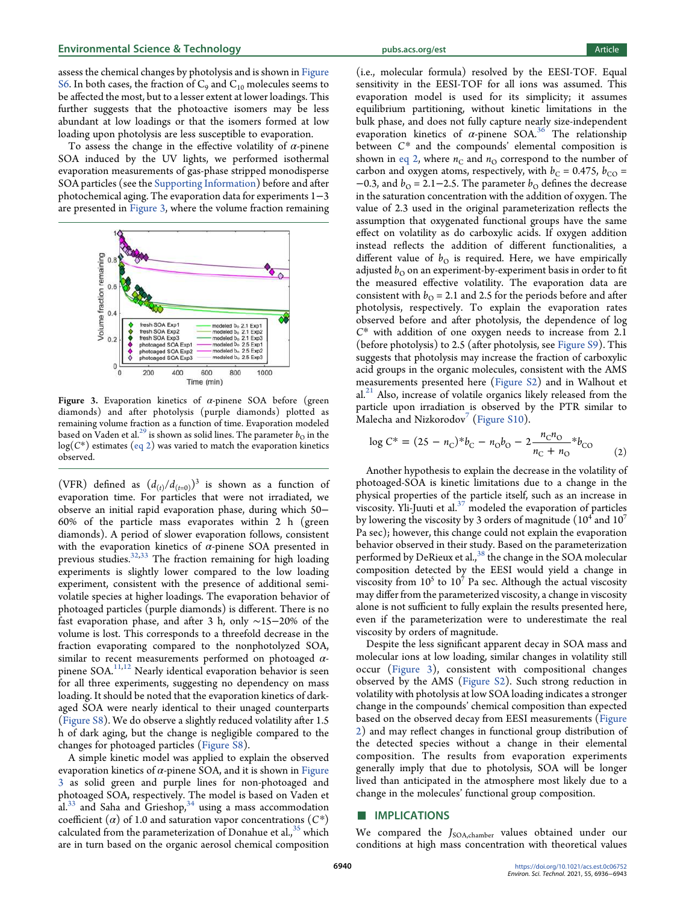assess the chemical changes by photolysis and is shown in Figure S6. In both cases, the fraction of $C_9$ and $C_{10}$ molecules seems to be affected the most, but to a lesser extent at lower loadings. This further suggests that the photoactive isomers may be less abundant at low loadings or that the isomers formed at low loading upon photolysis are less susceptible to evaporation.

To assess the change in the effective volatility of α-pinene SOA induced by the UV lights, we performed isothermal evaporation measurements of gas-phase stripped monodisperse SOA particles (see the Supporting Information) before and after photochemical aging. The evaporation data for experiments 1−3 are presented in Figure 3, where the volume fraction remaining

**Figure 3.** Evaporation kinetics of α-pinene SOA before (green diamonds) and after photolysis (purple diamonds) plotted as remaining volume fraction as a function of time. Evaporation modeled based on Vaden et al.[29] is shown as solid lines. The parameter $b_O$ in the $\log(C^*)$ estimates (eq 2) was varied to match the evaporation kinetics observed.

(VFR) defined as $(d_{(t)}/d_{(t=0)})^3$ is shown as a function of evaporation time. For particles that were not irradiated, we observe an initial rapid evaporation phase, during which 50−60% of the particle mass evaporates within 2 h (green diamonds). A period of slower evaporation follows, consistent with the evaporation kinetics of α-pinene SOA presented in previous studies.[32,33] The fraction remaining for high loading experiments is slightly lower compared to the low loading experiment, consistent with the presence of additional semi-volatile species at higher loadings. The evaporation behavior of photoaged particles (purple diamonds) is different. There is no fast evaporation phase, and after 3 h, only ∼15−20% of the volume is lost. This corresponds to a threefold decrease in the fraction evaporating compared to the nonphotolyzed SOA, similar to recent measurements performed on photoaged α-pinene SOA.[11,12] Nearly identical evaporation behavior is seen for all three experiments, suggesting no dependency on mass loading. It should be noted that the evaporation kinetics of dark-aged SOA were nearly identical to their unaged counterparts (Figure S8). We do observe a slightly reduced volatility after 1.5 h of dark aging, but the change is negligible compared to the changes for photoaged particles (Figure S8).

A simple kinetic model was applied to explain the observed evaporation kinetics of α-pinene SOA, and it is shown in Figure 3 as solid green and purple lines for non-photoaged and photoaged SOA, respectively. The model is based on Vaden et al.[33] and Saha and Grieshop,[34] using a mass accommodation coefficient (α) of 1.0 and saturation vapor concentrations ($C^*$) calculated from the parameterization of Donahue et al.,[35] which are in turn based on the organic aerosol chemical composition (i.e., molecular formula) resolved by the EESI-TOF. Equal sensitivity in the EESI-TOF for all ions was assumed. This evaporation model is used for its simplicity; it assumes equilibrium partitioning, without kinetic limitations in the bulk phase, and does not fully capture nearly size-independent evaporation kinetics of α-pinene SOA.[36] The relationship between $C^*$ and the compounds' elemental composition is shown in eq 2, where $n_C$ and $n_O$ correspond to the number of carbon and oxygen atoms, respectively, with $b_C = 0.475$, $b_{CO} = -0.3$, and $b_O = 2.1−2.5$. The parameter $b_O$ defines the decrease in the saturation concentration with the addition of oxygen. The value of 2.3 used in the original parameterization reflects the assumption that oxygenated functional groups have the same effect on volatility as do carboxylic acids. If oxygen addition instead reflects the addition of different functionalities, a different value of $b_O$ is required. Here, we have empirically adjusted $b_O$ on an experiment-by-experiment basis in order to fit the measured effective volatility. The evaporation data are consistent with $b_O = 2.1$ and 2.5 for the periods before and after photolysis, respectively. To explain the evaporation rates observed before and after photolysis, the dependence of log $C^*$ with addition of one oxygen needs to increase from 2.1 (before photolysis) to 2.5 (after photolysis, see Figure S9). This suggests that photolysis may increase the fraction of carboxylic acid groups in the organic molecules, consistent with the AMS measurements presented here (Figure S2) and in Walhout et al.[21] Also, increase of volatile organics likely released from the particle upon irradiation is observed by the PTR similar to Malecha and Nizkorodov[7] (Figure S10).

$$\log C^* = (25 - n_C)*b_C - n_O b_O - 2\frac{n_C n_O}{n_C + n_O}*b_{CO} \tag{2}$$

Another hypothesis to explain the decrease in the volatility of photoaged-SOA is kinetic limitations due to a change in the physical properties of the particle itself, such as an increase in viscosity. Yli-Juuti et al.[37] modeled the evaporation of particles by lowering the viscosity by 3 orders of magnitude ($10^4$ and $10^7$ Pa sec); however, this change could not explain the evaporation behavior observed in their study. Based on the parameterization performed by DeRieux et al.,[38] the change in the SOA molecular composition detected by the EESI would yield a change in viscosity from $10^5$ to $10^7$ Pa sec. Although the actual viscosity may differ from the parameterized viscosity, a change in viscosity alone is not sufficient to fully explain the results presented here, even if the parameterization were to underestimate the real viscosity by orders of magnitude.

Despite the less significant apparent decay in SOA mass and molecular ions at low loading, similar changes in volatility still occur (Figure 3), consistent with compositional changes observed by the AMS (Figure S2). Such strong reduction in volatility with photolysis at low SOA loading indicates a stronger change in the compounds' chemical composition than expected based on the observed decay from EESI measurements (Figure 2) and may reflect changes in functional group distribution of the detected species without a change in their elemental composition. The results from evaporation experiments generally imply that due to photolysis, SOA will be longer lived than anticipated in the atmosphere most likely due to a change in the molecules' functional group composition.

## IMPLICATIONS

We compared the $J_{SOA,chamber}$ values obtained under our conditions at high mass concentration with theoretical values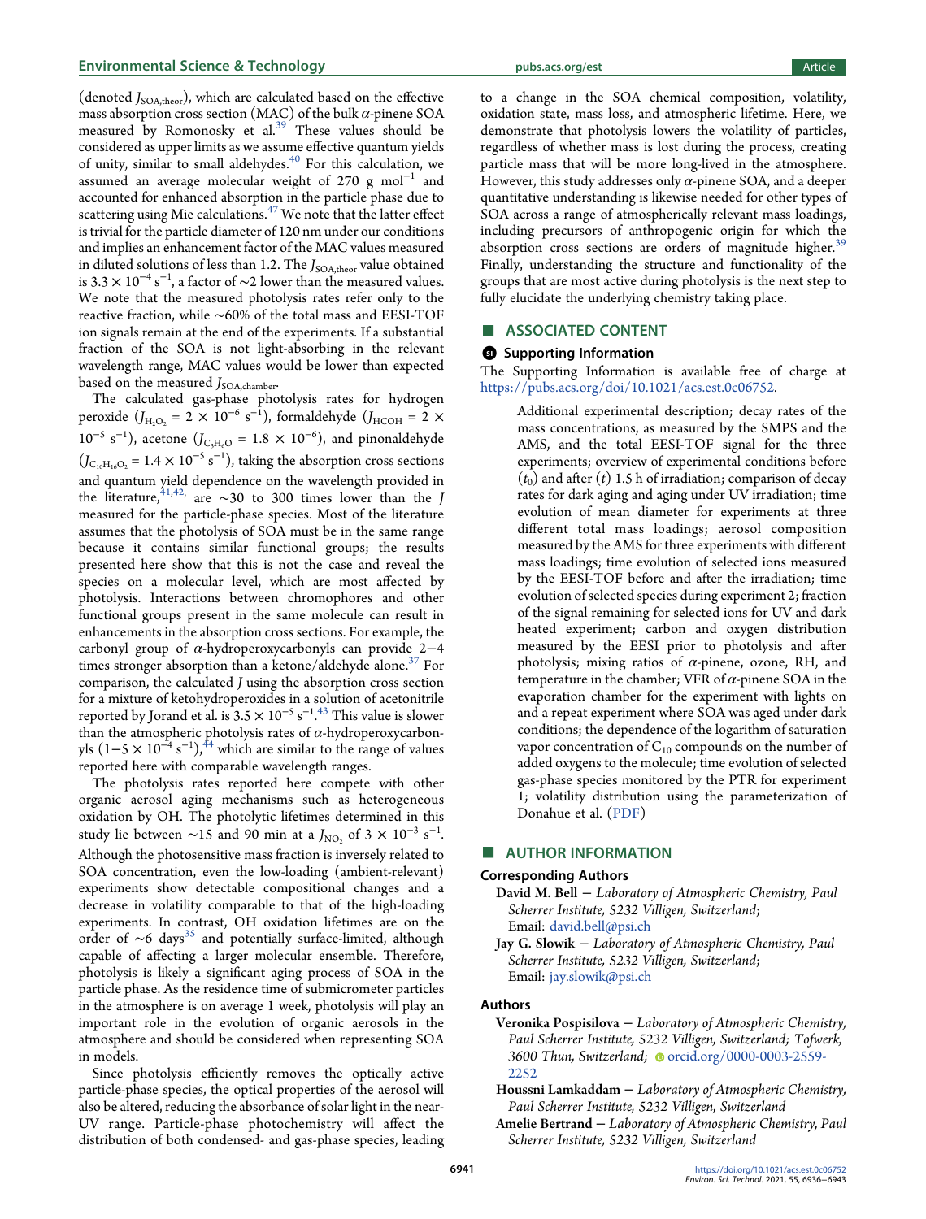(denoted $J_{SOA,theor}$), which are calculated based on the effective mass absorption cross section (MAC) of the bulk $\alpha$-pinene SOA measured by Romonosky et al.[39] These values should be considered as upper limits as we assume effective quantum yields of unity, similar to small aldehydes.[40] For this calculation, we assumed an average molecular weight of 270 g mol$^{-1}$ and accounted for enhanced absorption in the particle phase due to scattering using Mie calculations.[47] We note that the latter effect is trivial for the particle diameter of 120 nm under our conditions and implies an enhancement factor of the MAC values measured in diluted solutions of less than 1.2. The $J_{SOA,theor}$ value obtained is $3.3 \times 10^{-4}$ s$^{-1}$, a factor of ~2 lower than the measured values. We note that the measured photolysis rates refer only to the reactive fraction, while ~60% of the total mass and EESI-TOF ion signals remain at the end of the experiments. If a substantial fraction of the SOA is not light-absorbing in the relevant wavelength range, MAC values would be lower than expected based on the measured $J_{SOA,chamber}$.

The calculated gas-phase photolysis rates for hydrogen peroxide ($J_{H_2O_2} = 2 \times 10^{-6}$ s$^{-1}$), formaldehyde ($J_{HCOH} = 2 \times 10^{-5}$ s$^{-1}$), acetone ($J_{C_3H_6O} = 1.8 \times 10^{-6}$), and pinonaldehyde ($J_{C_{10}H_{16}O_2} = 1.4 \times 10^{-5}$ s$^{-1}$), taking the absorption cross sections and quantum yield dependence on the wavelength provided in the literature,[41,42] are ~30 to 300 times lower than the $J$ measured for the particle-phase species. Most of the literature assumes that the photolysis of SOA must be in the same range because it contains similar functional groups; the results presented here show that this is not the case and reveal the species on a molecular level, which are most affected by photolysis. Interactions between chromophores and other functional groups present in the same molecule can result in enhancements in the absorption cross sections. For example, the carbonyl group of $\alpha$-hydroperoxycarbonyls can provide 2−4 times stronger absorption than a ketone/aldehyde alone.[37] For comparison, the calculated $J$ using the absorption cross section for a mixture of ketohydroperoxides in a solution of acetonitrile reported by Jorand et al. is $3.5 \times 10^{-5}$ s$^{-1}$.[43] This value is slower than the atmospheric photolysis rates of $\alpha$-hydroperoxycarbonyls ($1-5 \times 10^{-4}$ s$^{-1}$),[44] which are similar to the range of values reported here with comparable wavelength ranges.

The photolysis rates reported here compete with other organic aerosol aging mechanisms such as heterogeneous oxidation by OH. The photolytic lifetimes determined in this study lie between ~15 and 90 min at a $J_{NO_2}$ of $3 \times 10^{-3}$ s$^{-1}$. Although the photosensitive mass fraction is inversely related to SOA concentration, even the low-loading (ambient-relevant) experiments show detectable compositional changes and a decrease in volatility comparable to that of the high-loading experiments. In contrast, OH oxidation lifetimes are on the order of ~6 days[35] and potentially surface-limited, although capable of affecting a larger molecular ensemble. Therefore, photolysis is likely a significant aging process of SOA in the particle phase. As the residence time of submicrometer particles in the atmosphere is on average 1 week, photolysis will play an important role in the evolution of organic aerosols in the atmosphere and should be considered when representing SOA in models.

Since photolysis efficiently removes the optically active particle-phase species, the optical properties of the aerosol will also be altered, reducing the absorbance of solar light in the near-UV range. Particle-phase photochemistry will affect the distribution of both condensed- and gas-phase species, leading to a change in the SOA chemical composition, volatility, oxidation state, mass loss, and atmospheric lifetime. Here, we demonstrate that photolysis lowers the volatility of particles, regardless of whether mass is lost during the process, creating particle mass that will be more long-lived in the atmosphere. However, this study addresses only $\alpha$-pinene SOA, and a deeper quantitative understanding is likewise needed for other types of SOA across a range of atmospherically relevant mass loadings, including precursors of anthropogenic origin for which the absorption cross sections are orders of magnitude higher.[39] Finally, understanding the structure and functionality of the groups that are most active during photolysis is the next step to fully elucidate the underlying chemistry taking place.

## ■ ASSOCIATED CONTENT

### Supporting Information

The Supporting Information is available free of charge at https://pubs.acs.org/doi/10.1021/acs.est.0c06752.

> Additional experimental description; decay rates of the mass concentrations, as measured by the SMPS and the AMS, and the total EESI-TOF signal for the three experiments; overview of experimental conditions before ($t_0$) and after ($t$) 1.5 h of irradiation; comparison of decay rates for dark aging and aging under UV irradiation; time evolution of mean diameter for experiments at three different total mass loadings; aerosol composition measured by the AMS for three experiments with different mass loadings; time evolution of selected ions measured by the EESI-TOF before and after the irradiation; time evolution of selected species during experiment 2; fraction of the signal remaining for selected ions for UV and dark heated experiment; carbon and oxygen distribution measured by the EESI prior to photolysis and after photolysis; mixing ratios of $\alpha$-pinene, ozone, RH, and temperature in the chamber; VFR of $\alpha$-pinene SOA in the evaporation chamber for the experiment with lights on and a repeat experiment where SOA was aged under dark conditions; the dependence of the logarithm of saturation vapor concentration of $C_{10}$ compounds on the number of added oxygens to the molecule; time evolution of selected gas-phase species monitored by the PTR for experiment 1; volatility distribution using the parameterization of Donahue et al. (PDF)

## ■ AUTHOR INFORMATION

### Corresponding Authors

**David M. Bell** − *Laboratory of Atmospheric Chemistry, Paul Scherrer Institute, 5232 Villigen, Switzerland*; Email: david.bell@psi.ch

**Jay G. Slowik** − *Laboratory of Atmospheric Chemistry, Paul Scherrer Institute, 5232 Villigen, Switzerland*; Email: jay.slowik@psi.ch

### Authors

**Veronika Pospisilova** − *Laboratory of Atmospheric Chemistry, Paul Scherrer Institute, 5232 Villigen, Switzerland; Tofwerk, 3600 Thun, Switzerland*; orcid.org/0000-0003-2559-2252

**Houssni Lamkaddam** − *Laboratory of Atmospheric Chemistry, Paul Scherrer Institute, 5232 Villigen, Switzerland*

**Amelie Bertrand** − *Laboratory of Atmospheric Chemistry, Paul Scherrer Institute, 5232 Villigen, Switzerland*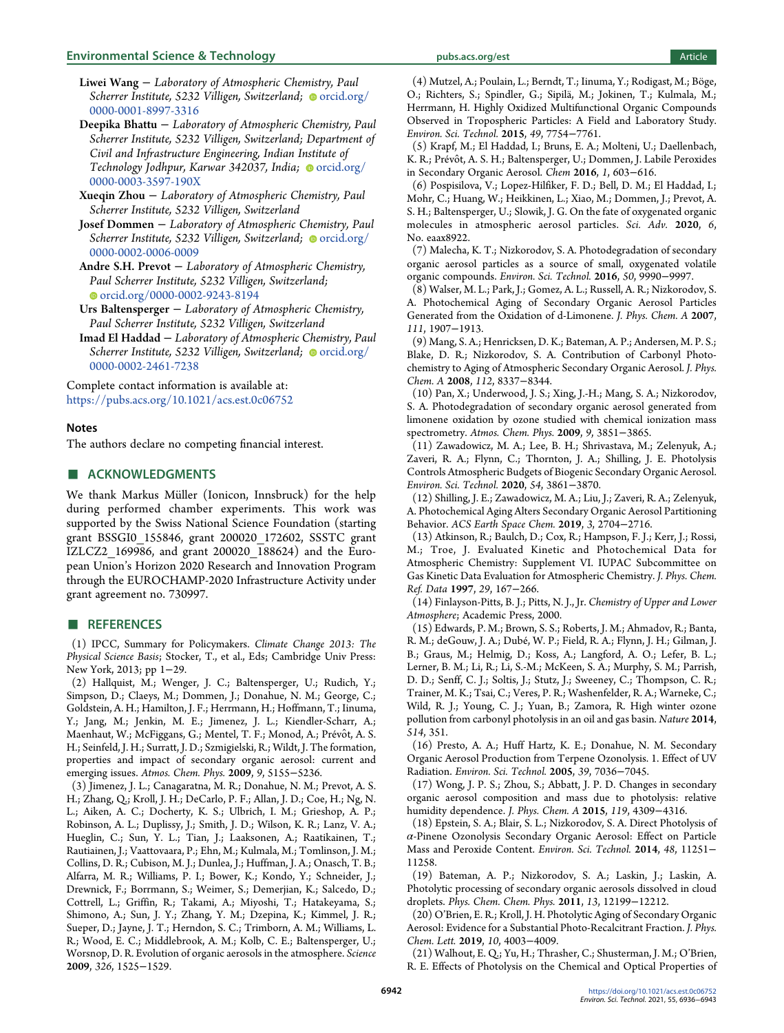**Liwei Wang** − *Laboratory of Atmospheric Chemistry, Paul Scherrer Institute, 5232 Villigen, Switzerland;* orcid.org/0000-0001-8997-3316

**Deepika Bhattu** − *Laboratory of Atmospheric Chemistry, Paul Scherrer Institute, 5232 Villigen, Switzerland; Department of Civil and Infrastructure Engineering, Indian Institute of Technology Jodhpur, Karwar 342037, India;* orcid.org/0000-0003-3597-190X

**Xueqin Zhou** − *Laboratory of Atmospheric Chemistry, Paul Scherrer Institute, 5232 Villigen, Switzerland*

**Josef Dommen** − *Laboratory of Atmospheric Chemistry, Paul Scherrer Institute, 5232 Villigen, Switzerland;* orcid.org/0000-0002-0006-0009

**Andre S.H. Prevot** − *Laboratory of Atmospheric Chemistry, Paul Scherrer Institute, 5232 Villigen, Switzerland;* orcid.org/0000-0002-9243-8194

**Urs Baltensperger** − *Laboratory of Atmospheric Chemistry, Paul Scherrer Institute, 5232 Villigen, Switzerland*

**Imad El Haddad** − *Laboratory of Atmospheric Chemistry, Paul Scherrer Institute, 5232 Villigen, Switzerland;* orcid.org/0000-0002-2461-7238

Complete contact information is available at:
https://pubs.acs.org/10.1021/acs.est.0c06752

### Notes

The authors declare no competing financial interest.

## ■ ACKNOWLEDGMENTS

We thank Markus Müller (Ionicon, Innsbruck) for the help during performed chamber experiments. This work was supported by the Swiss National Science Foundation (starting grant BSSGI0_155846, grant 200020_172602, SSSTC grant IZLCZ2_169986, and grant 200020_188624) and the European Union's Horizon 2020 Research and Innovation Program through the EUROCHAMP-2020 Infrastructure Activity under grant agreement no. 730997.

## ■ REFERENCES

(1) IPCC, Summary for Policymakers. *Climate Change 2013: The Physical Science Basis*; Stocker, T., et al., Eds; Cambridge Univ Press: New York, 2013; pp 1−29.

(2) Hallquist, M.; Wenger, J. C.; Baltensperger, U.; Rudich, Y.; Simpson, D.; Claeys, M.; Dommen, J.; Donahue, N. M.; George, C.; Goldstein, A. H.; Hamilton, J. F.; Herrmann, H.; Hoffmann, T.; Iinuma, Y.; Jang, M.; Jenkin, M. E.; Jimenez, J. L.; Kiendler-Scharr, A.; Maenhaut, W.; McFiggans, G.; Mentel, T. F.; Monod, A.; Prévôt, A. S. H.; Seinfeld, J. H.; Surratt, J. D.; Szmigielski, R.; Wildt, J. The formation, properties and impact of secondary organic aerosol: current and emerging issues. *Atmos. Chem. Phys.* **2009**, *9*, 5155−5236.

(3) Jimenez, J. L.; Canagaratna, M. R.; Donahue, N. M.; Prevot, A. S. H.; Zhang, Q.; Kroll, J. H.; DeCarlo, P. F.; Allan, J. D.; Coe, H.; Ng, N. L.; Aiken, A. C.; Docherty, K. S.; Ulbrich, I. M.; Grieshop, A. P.; Robinson, A. L.; Duplissy, J.; Smith, J. D.; Wilson, K. R.; Lanz, V. A.; Hueglin, C.; Sun, Y. L.; Tian, J.; Laaksonen, A.; Raatikainen, T.; Rautiainen, J.; Vaattovaara, P.; Ehn, M.; Kulmala, M.; Tomlinson, J. M.; Collins, D. R.; Cubison, M. J.; Dunlea, J.; Huffman, J. A.; Onasch, T. B.; Alfarra, M. R.; Williams, P. I.; Bower, K.; Kondo, Y.; Schneider, J.; Drewnick, F.; Borrmann, S.; Weimer, S.; Demerjian, K.; Salcedo, D.; Cottrell, L.; Griffin, R.; Takami, A.; Miyoshi, T.; Hatakeyama, S.; Shimono, A.; Sun, J. Y.; Zhang, Y. M.; Dzepina, K.; Kimmel, J. R.; Sueper, D.; Jayne, J. T.; Herndon, S. C.; Trimborn, A. M.; Williams, L. R.; Wood, E. C.; Middlebrook, A. M.; Kolb, C. E.; Baltensperger, U.; Worsnop, D. R. Evolution of organic aerosols in the atmosphere. *Science* **2009**, *326*, 1525−1529.

(4) Mutzel, A.; Poulain, L.; Berndt, T.; Iinuma, Y.; Rodigast, M.; Böge, O.; Richters, S.; Spindler, G.; Sipilä, M.; Jokinen, T.; Kulmala, M.; Herrmann, H. Highly Oxidized Multifunctional Organic Compounds Observed in Tropospheric Particles: A Field and Laboratory Study. *Environ. Sci. Technol.* **2015**, *49*, 7754−7761.

(5) Krapf, M.; El Haddad, I.; Bruns, E. A.; Molteni, U.; Daellenbach, K. R.; Prévôt, A. S. H.; Baltensperger, U.; Dommen, J. Labile Peroxides in Secondary Organic Aerosol. *Chem* **2016**, *1*, 603−616.

(6) Pospisilova, V.; Lopez-Hilfiker, F. D.; Bell, D. M.; El Haddad, I.; Mohr, C.; Huang, W.; Heikkinen, L.; Xiao, M.; Dommen, J.; Prevot, A. S. H.; Baltensperger, U.; Slowik, J. G. On the fate of oxygenated organic molecules in atmospheric aerosol particles. *Sci. Adv.* **2020**, *6*, No. eaax8922.

(7) Malecha, K. T.; Nizkorodov, S. A. Photodegradation of secondary organic aerosol particles as a source of small, oxygenated volatile organic compounds. *Environ. Sci. Technol.* **2016**, *50*, 9990−9997.

(8) Walser, M. L.; Park, J.; Gomez, A. L.; Russell, A. R.; Nizkorodov, S. A. Photochemical Aging of Secondary Organic Aerosol Particles Generated from the Oxidation of d-Limonene. *J. Phys. Chem. A* **2007**, *111*, 1907−1913.

(9) Mang, S. A.; Henricksen, D. K.; Bateman, A. P.; Andersen, M. P. S.; Blake, D. R.; Nizkorodov, S. A. Contribution of Carbonyl Photochemistry to Aging of Atmospheric Secondary Organic Aerosol. *J. Phys. Chem. A* **2008**, *112*, 8337−8344.

(10) Pan, X.; Underwood, J. S.; Xing, J.-H.; Mang, S. A.; Nizkorodov, S. A. Photodegradation of secondary organic aerosol generated from limonene oxidation by ozone studied with chemical ionization mass spectrometry. *Atmos. Chem. Phys.* **2009**, *9*, 3851−3865.

(11) Zawadowicz, M. A.; Lee, B. H.; Shrivastava, M.; Zelenyuk, A.; Zaveri, R. A.; Flynn, C.; Thornton, J. A.; Shilling, J. E. Photolysis Controls Atmospheric Budgets of Biogenic Secondary Organic Aerosol. *Environ. Sci. Technol.* **2020**, *54*, 3861−3870.

(12) Shilling, J. E.; Zawadowicz, M. A.; Liu, J.; Zaveri, R. A.; Zelenyuk, A. Photochemical Aging Alters Secondary Organic Aerosol Partitioning Behavior. *ACS Earth Space Chem.* **2019**, *3*, 2704−2716.

(13) Atkinson, R.; Baulch, D.; Cox, R.; Hampson, F. J.; Kerr, J.; Rossi, M.; Troe, J. Evaluated Kinetic and Photochemical Data for Atmospheric Chemistry: Supplement VI. IUPAC Subcommittee on Gas Kinetic Data Evaluation for Atmospheric Chemistry. *J. Phys. Chem. Ref. Data* **1997**, *29*, 167−266.

(14) Finlayson-Pitts, B. J.; Pitts, N. J., Jr. *Chemistry of Upper and Lower Atmosphere*; Academic Press, 2000.

(15) Edwards, P. M.; Brown, S. S.; Roberts, J. M.; Ahmadov, R.; Banta, R. M.; deGouw, J. A.; Dubé, W. P.; Field, R. A.; Flynn, J. H.; Gilman, J. B.; Graus, M.; Helmig, D.; Koss, A.; Langford, A. O.; Lefer, B. L.; Lerner, B. M.; Li, R.; Li, S.-M.; McKeen, S. A.; Murphy, S. M.; Parrish, D. D.; Senff, C. J.; Soltis, J.; Stutz, J.; Sweeney, C.; Thompson, C. R.; Trainer, M. K.; Tsai, C.; Veres, P. R.; Washenfelder, R. A.; Warneke, C.; Wild, R. J.; Young, C. J.; Yuan, B.; Zamora, R. High winter ozone pollution from carbonyl photolysis in an oil and gas basin. *Nature* **2014**, *514*, 351.

(16) Presto, A. A.; Huff Hartz, K. E.; Donahue, N. M. Secondary Organic Aerosol Production from Terpene Ozonolysis. 1. Effect of UV Radiation. *Environ. Sci. Technol.* **2005**, *39*, 7036−7045.

(17) Wong, J. P. S.; Zhou, S.; Abbatt, J. P. D. Changes in secondary organic aerosol composition and mass due to photolysis: relative humidity dependence. *J. Phys. Chem. A* **2015**, *119*, 4309−4316.

(18) Epstein, S. A.; Blair, S. L.; Nizkorodov, S. A. Direct Photolysis of $\alpha$-Pinene Ozonolysis Secondary Organic Aerosol: Effect on Particle Mass and Peroxide Content. *Environ. Sci. Technol.* **2014**, *48*, 11251−11258.

(19) Bateman, A. P.; Nizkorodov, S. A.; Laskin, J.; Laskin, A. Photolytic processing of secondary organic aerosols dissolved in cloud droplets. *Phys. Chem. Chem. Phys.* **2011**, *13*, 12199−12212.

(20) O'Brien, E. R.; Kroll, J. H. Photolytic Aging of Secondary Organic Aerosol: Evidence for a Substantial Photo-Recalcitrant Fraction. *J. Phys. Chem. Lett.* **2019**, *10*, 4003−4009.

(21) Walhout, E. Q.; Yu, H.; Thrasher, C.; Shusterman, J. M.; O'Brien, R. E. Effects of Photolysis on the Chemical and Optical Properties of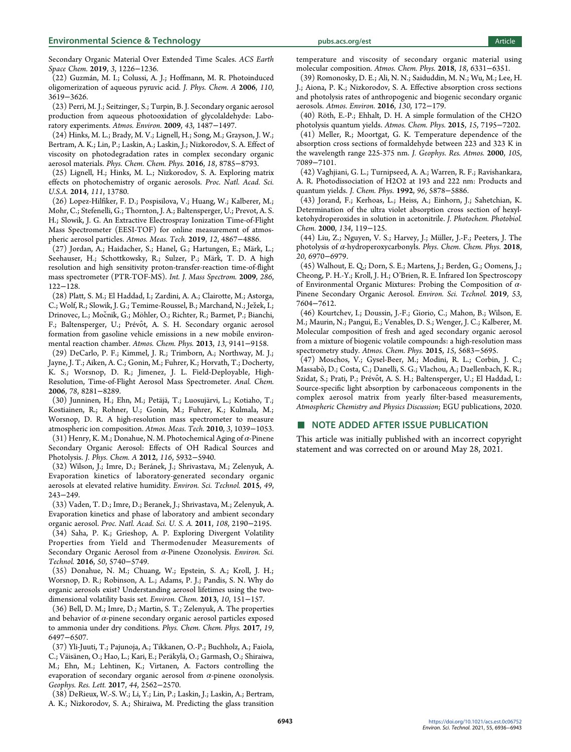Secondary Organic Material Over Extended Time Scales. *ACS Earth Space Chem.* **2019**, *3*, 1226−1236.

(22) Guzmán, M. I.; Colussi, A. J.; Hoffmann, M. R. Photoinduced oligomerization of aqueous pyruvic acid. *J. Phys. Chem. A* **2006**, *110*, 3619−3626.

(23) Perri, M. J.; Seitzinger, S.; Turpin, B. J. Secondary organic aerosol production from aqueous photooxidation of glycolaldehyde: Laboratory experiments. *Atmos. Environ.* **2009**, *43*, 1487−1497.

(24) Hinks, M. L.; Brady, M. V.; Lignell, H.; Song, M.; Grayson, J. W.; Bertram, A. K.; Lin, P.; Laskin, A.; Laskin, J.; Nizkorodov, S. A. Effect of viscosity on photodegradation rates in complex secondary organic aerosol materials. *Phys. Chem. Chem. Phys.* **2016**, *18*, 8785−8793.

(25) Lignell, H.; Hinks, M. L.; Nizkorodov, S. A. Exploring matrix effects on photochemistry of organic aerosols. *Proc. Natl. Acad. Sci. U.S.A.* **2014**, *111*, 13780.

(26) Lopez-Hilfiker, F. D.; Pospisilova, V.; Huang, W.; Kalberer, M.; Mohr, C.; Stefenelli, G.; Thornton, J. A.; Baltensperger, U.; Prevot, A. S. H.; Slowik, J. G. An Extractive Electrospray Ionization Time-of-Flight Mass Spectrometer (EESI-TOF) for online measurement of atmospheric aerosol particles. *Atmos. Meas. Tech.* **2019**, *12*, 4867−4886.

(27) Jordan, A.; Haidacher, S.; Hanel, G.; Hartungen, E.; Märk, L.; Seehauser, H.; Schottkowsky, R.; Sulzer, P.; Märk, T. D. A high resolution and high sensitivity proton-transfer-reaction time-of-flight mass spectrometer (PTR-TOF-MS). *Int. J. Mass Spectrom.* **2009**, *286*, 122−128.

(28) Platt, S. M.; El Haddad, I.; Zardini, A. A.; Clairotte, M.; Astorga, C.; Wolf, R.; Slowik, J. G.; Temime-Roussel, B.; Marchand, N.; Ježek, I.; Drinovec, L.; Močnik, G.; Möhler, O.; Richter, R.; Barmet, P.; Bianchi, F.; Baltensperger, U.; Prévôt, A. S. H. Secondary organic aerosol formation from gasoline vehicle emissions in a new mobile environmental reaction chamber. *Atmos. Chem. Phys.* **2013**, *13*, 9141−9158.

(29) DeCarlo, P. F.; Kimmel, J. R.; Trimborn, A.; Northway, M. J.; Jayne, J. T.; Aiken, A. C.; Gonin, M.; Fuhrer, K.; Horvath, T.; Docherty, K. S.; Worsnop, D. R.; Jimenez, J. L. Field-Deployable, High-Resolution, Time-of-Flight Aerosol Mass Spectrometer. *Anal. Chem.* **2006**, *78*, 8281−8289.

(30) Junninen, H.; Ehn, M.; Petäjä, T.; Luosujärvi, L.; Kotiaho, T.; Kostiainen, R.; Rohner, U.; Gonin, M.; Fuhrer, K.; Kulmala, M.; Worsnop, D. R. A high-resolution mass spectrometer to measure atmospheric ion composition. *Atmos. Meas. Tech.* **2010**, *3*, 1039−1053.

(31) Henry, K. M.; Donahue, N. M. Photochemical Aging of α-Pinene Secondary Organic Aerosol: Effects of OH Radical Sources and Photolysis. *J. Phys. Chem. A* **2012**, *116*, 5932−5940.

(32) Wilson, J.; Imre, D.; Beránek, J.; Shrivastava, M.; Zelenyuk, A. Evaporation kinetics of laboratory-generated secondary organic aerosols at elevated relative humidity. *Environ. Sci. Technol.* **2015**, *49*, 243−249.

(33) Vaden, T. D.; Imre, D.; Beranek, J.; Shrivastava, M.; Zelenyuk, A. Evaporation kinetics and phase of laboratory and ambient secondary organic aerosol. *Proc. Natl. Acad. Sci. U. S. A.* **2011**, *108*, 2190−2195.

(34) Saha, P. K.; Grieshop, A. P. Exploring Divergent Volatility Properties from Yield and Thermodenuder Measurements of Secondary Organic Aerosol from α-Pinene Ozonolysis. *Environ. Sci. Technol.* **2016**, *50*, 5740−5749.

(35) Donahue, N. M.; Chuang, W.; Epstein, S. A.; Kroll, J. H.; Worsnop, D. R.; Robinson, A. L.; Adams, P. J.; Pandis, S. N. Why do organic aerosols exist? Understanding aerosol lifetimes using the two-dimensional volatility basis set. *Environ. Chem.* **2013**, *10*, 151−157.

(36) Bell, D. M.; Imre, D.; Martin, S. T.; Zelenyuk, A. The properties and behavior of α-pinene secondary organic aerosol particles exposed to ammonia under dry conditions. *Phys. Chem. Chem. Phys.* **2017**, *19*, 6497−6507.

(37) Yli-Juuti, T.; Pajunoja, A.; Tikkanen, O.-P.; Buchholz, A.; Faiola, C.; Väisänen, O.; Hao, L.; Kari, E.; Peräkylä, O.; Garmash, O.; Shiraiwa, M.; Ehn, M.; Lehtinen, K.; Virtanen, A. Factors controlling the evaporation of secondary organic aerosol from α-pinene ozonolysis. *Geophys. Res. Lett.* **2017**, *44*, 2562−2570.

(38) DeRieux, W.-S. W.; Li, Y.; Lin, P.; Laskin, J.; Laskin, A.; Bertram, A. K.; Nizkorodov, S. A.; Shiraiwa, M. Predicting the glass transition temperature and viscosity of secondary organic material using molecular composition. *Atmos. Chem. Phys.* **2018**, *18*, 6331−6351.

(39) Romonosky, D. E.; Ali, N. N.; Saiduddin, M. N.; Wu, M.; Lee, H. J.; Aiona, P. K.; Nizkorodov, S. A. Effective absorption cross sections and photolysis rates of anthropogenic and biogenic secondary organic aerosols. *Atmos. Environ.* **2016**, *130*, 172−179.

(40) Röth, E.-P.; Ehhalt, D. H. A simple formulation of the CH2O photolysis quantum yields. *Atmos. Chem. Phys.* **2015**, *15*, 7195−7202.

(41) Meller, R.; Moortgat, G. K. Temperature dependence of the absorption cross sections of formaldehyde between 223 and 323 K in the wavelength range 225-375 nm. *J. Geophys. Res. Atmos.* **2000**, *105*, 7089−7101.

(42) Vaghjiani, G. L.; Turnipseed, A. A.; Warren, R. F.; Ravishankara, A. R. Photodissociation of H2O2 at 193 and 222 nm: Products and quantum yields. *J. Chem. Phys.* **1992**, *96*, 5878−5886.

(43) Jorand, F.; Kerhoas, L.; Heiss, A.; Einhorn, J.; Sahetchian, K. Determination of the ultra violet absorption cross section of hexylketohydroperoxides in solution in acetonitrile. *J. Photochem. Photobiol. Chem.* **2000**, *134*, 119−125.

(44) Liu, Z.; Nguyen, V. S.; Harvey, J.; Müller, J.-F.; Peeters, J. The photolysis of α-hydroperoxycarbonyls. *Phys. Chem. Chem. Phys.* **2018**, *20*, 6970−6979.

(45) Walhout, E. Q.; Dorn, S. E.; Martens, J.; Berden, G.; Oomens, J.; Cheong, P. H.-Y.; Kroll, J. H.; O'Brien, R. E. Infrared Ion Spectroscopy of Environmental Organic Mixtures: Probing the Composition of α-Pinene Secondary Organic Aerosol. *Environ. Sci. Technol.* **2019**, *53*, 7604−7612.

(46) Kourtchev, I.; Doussin, J.-F.; Giorio, C.; Mahon, B.; Wilson, E. M.; Maurin, N.; Pangui, E.; Venables, D. S.; Wenger, J. C.; Kalberer, M. Molecular composition of fresh and aged secondary organic aerosol from a mixture of biogenic volatile compounds: a high-resolution mass spectrometry study. *Atmos. Chem. Phys.* **2015**, *15*, 5683−5695.

(47) Moschos, V.; Gysel-Beer, M.; Modini, R. L.; Corbin, J. C.; Massabò, D.; Costa, C.; Danelli, S. G.; Vlachou, A.; Daellenbach, K. R.; Szidat, S.; Prati, P.; Prévôt, A. S. H.; Baltensperger, U.; El Haddad, I.: Source-specific light absorption by carbonaceous components in the complex aerosol matrix from yearly filter-based measurements, *Atmospheric Chemistry and Physics Discussion*; EGU publications, 2020.

## NOTE ADDED AFTER ISSUE PUBLICATION

This article was initially published with an incorrect copyright statement and was corrected on or around May 28, 2021.